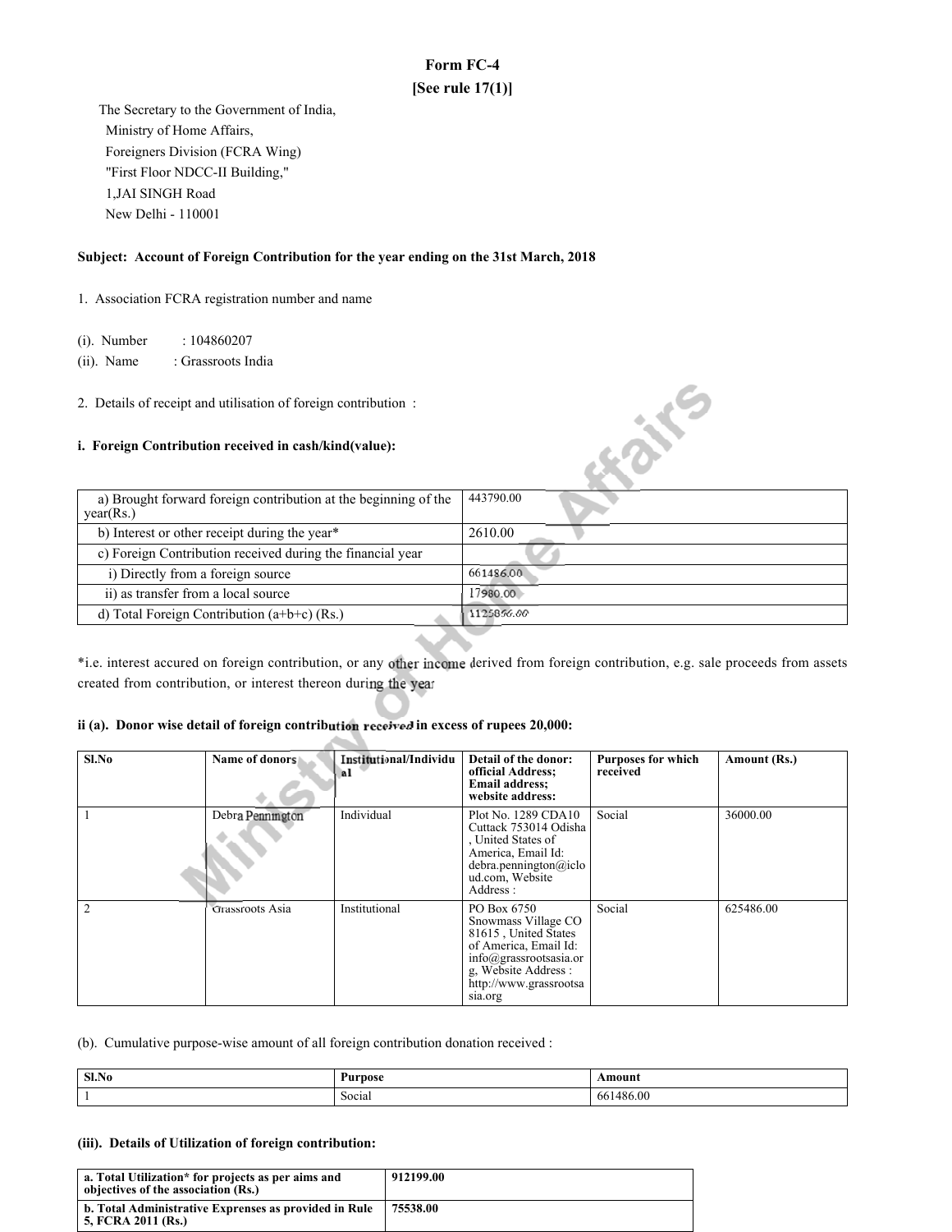**Form FC-4**
**[See rule 17(1)]**

The Secretary to the Government of India,
Ministry of Home Affairs,
Foreigners Division (FCRA Wing)
"First Floor NDCC-II Building,"
1,JAI SINGH Road
New Delhi - 110001

**Subject: Account of Foreign Contribution for the year ending on the 31st March, 2018**

1. Association FCRA registration number and name

(i). Number : 104860207
(ii). Name : Grassroots India

2. Details of receipt and utilisation of foreign contribution :

**i. Foreign Contribution received in cash/kind(value):**

| | |
|---|---|
| a) Brought forward foreign contribution at the beginning of the year(Rs.) | 443790.00 |
| b) Interest or other receipt during the year* | 2610.00 |
| c) Foreign Contribution received during the financial year | |
| i) Directly from a foreign source | 661486.00 |
| ii) as transfer from a local source | 17980.00 |
| d) Total Foreign Contribution (a+b+c) (Rs.) | 1125866.00 |

*i.e. interest accured on foreign contribution, or any other income derived from foreign contribution, e.g. sale proceeds from assets created from contribution, or interest thereon during the year

**ii (a). Donor wise detail of foreign contribution received in excess of rupees 20,000:**

| Sl.No | Name of donors | Institutional/Individual | Detail of the donor: official Address; Email address; website address: | Purposes for which received | Amount (Rs.) |
|---|---|---|---|---|---|
| 1 | Debra Pennington | Individual | Plot No. 1289 CDA10 Cuttack 753014 Odisha , United States of America, Email Id: debra.pennington@icloud.com, Website Address : | Social | 36000.00 |
| 2 | Grassroots Asia | Institutional | PO Box 6750 Snowmass Village CO 81615 , United States of America, Email Id: info@grassrootsasia.org, Website Address : http://www.grassrootsasia.org | Social | 625486.00 |

(b). Cumulative purpose-wise amount of all foreign contribution donation received :

| Sl.No | Purpose | Amount |
|---|---|---|
| 1 | Social | 661486.00 |

**(iii). Details of Utilization of foreign contribution:**

| | |
|---|---|
| **a. Total Utilization* for projects as per aims and objectives of the association (Rs.)** | **912199.00** |
| **b. Total Administrative Exprenses as provided in Rule 5, FCRA 2011 (Rs.)** | **75538.00** |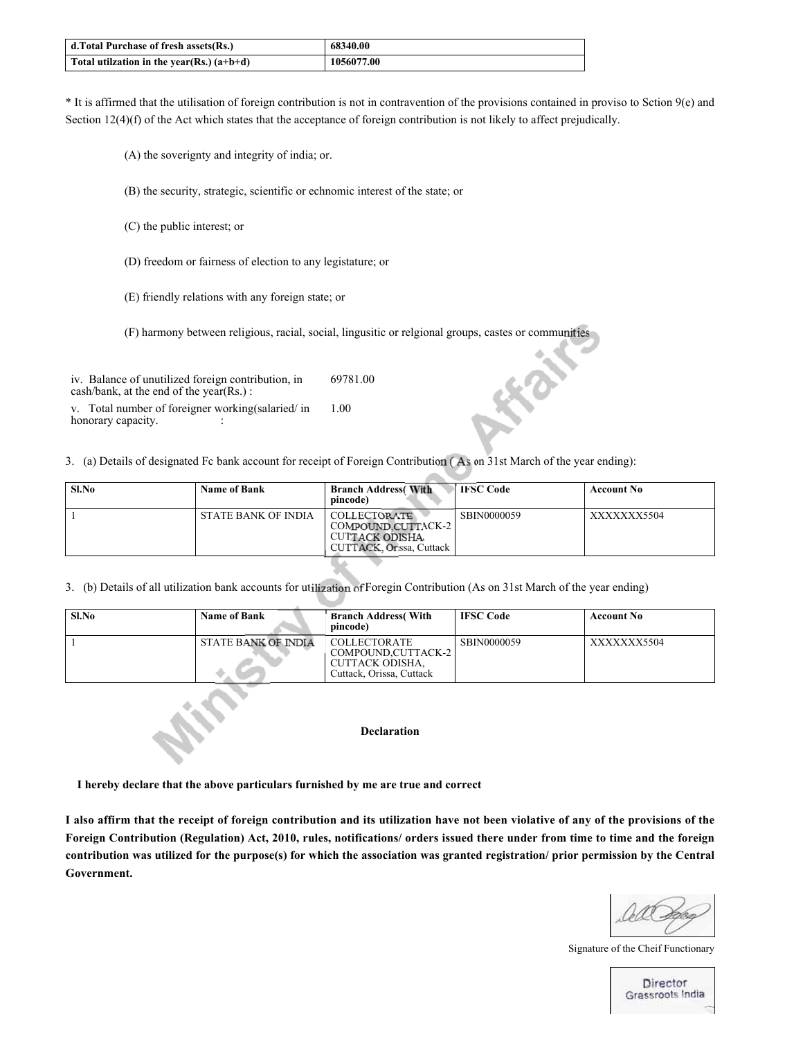| | |
|---|---|
| **d.Total Purchase of fresh assets(Rs.)** | **68340.00** |
| **Total utilzation in the year(Rs.) (a+b+d)** | **1056077.00** |

* It is affirmed that the utilisation of foreign contribution is not in contravention of the provisions contained in proviso to Sction 9(e) and Section 12(4)(f) of the Act which states that the acceptance of foreign contribution is not likely to affect prejudically.

(A) the soverignty and integrity of india; or.

(B) the security, strategic, scientific or echnomic interest of the state; or

(C) the public interest; or

(D) freedom or fairness of election to any legistature; or

(E) friendly relations with any foreign state; or

(F) harmony between religious, racial, social, lingusitic or relgional groups, castes or communities

| | |
|---|---|
| iv. Balance of unutilized foreign contribution, in cash/bank, at the end of the year(Rs.) : | 69781.00 |
| v. Total number of foreigner working(salaried/ in honorary capacity. : | 1.00 |

3. (a) Details of designated Fc bank account for receipt of Foreign Contribution ( As on 31st March of the year ending):

| Sl.No | Name of Bank | Branch Address( With pincode) | IFSC Code | Account No |
|---|---|---|---|---|
| 1 | STATE BANK OF INDIA | COLLECTORATE COMPOUND,CUTTACK-2 CUTTACK ODISHA, CUTTACK, Orissa, Cuttack | SBIN0000059 | XXXXXXX5504 |

3. (b) Details of all utilization bank accounts for utilization of Foregin Contribution (As on 31st March of the year ending)

| Sl.No | Name of Bank | Branch Address( With pincode) | IFSC Code | Account No |
|---|---|---|---|---|
| 1 | STATE BANK OF INDIA | COLLECTORATE COMPOUND,CUTTACK-2 CUTTACK ODISHA, Cuttack, Orissa, Cuttack | SBIN0000059 | XXXXXXX5504 |

**Declaration**

**I hereby declare that the above particulars furnished by me are true and correct**

**I also affirm that the receipt of foreign contribution and its utilization have not been violative of any of the provisions of the Foreign Contribution (Regulation) Act, 2010, rules, notifications/ orders issued there under from time to time and the foreign contribution was utilized for the purpose(s) for which the association was granted registration/ prior permission by the Central Government.**

Signature of the Cheif Functionary

Director
Grassroots India